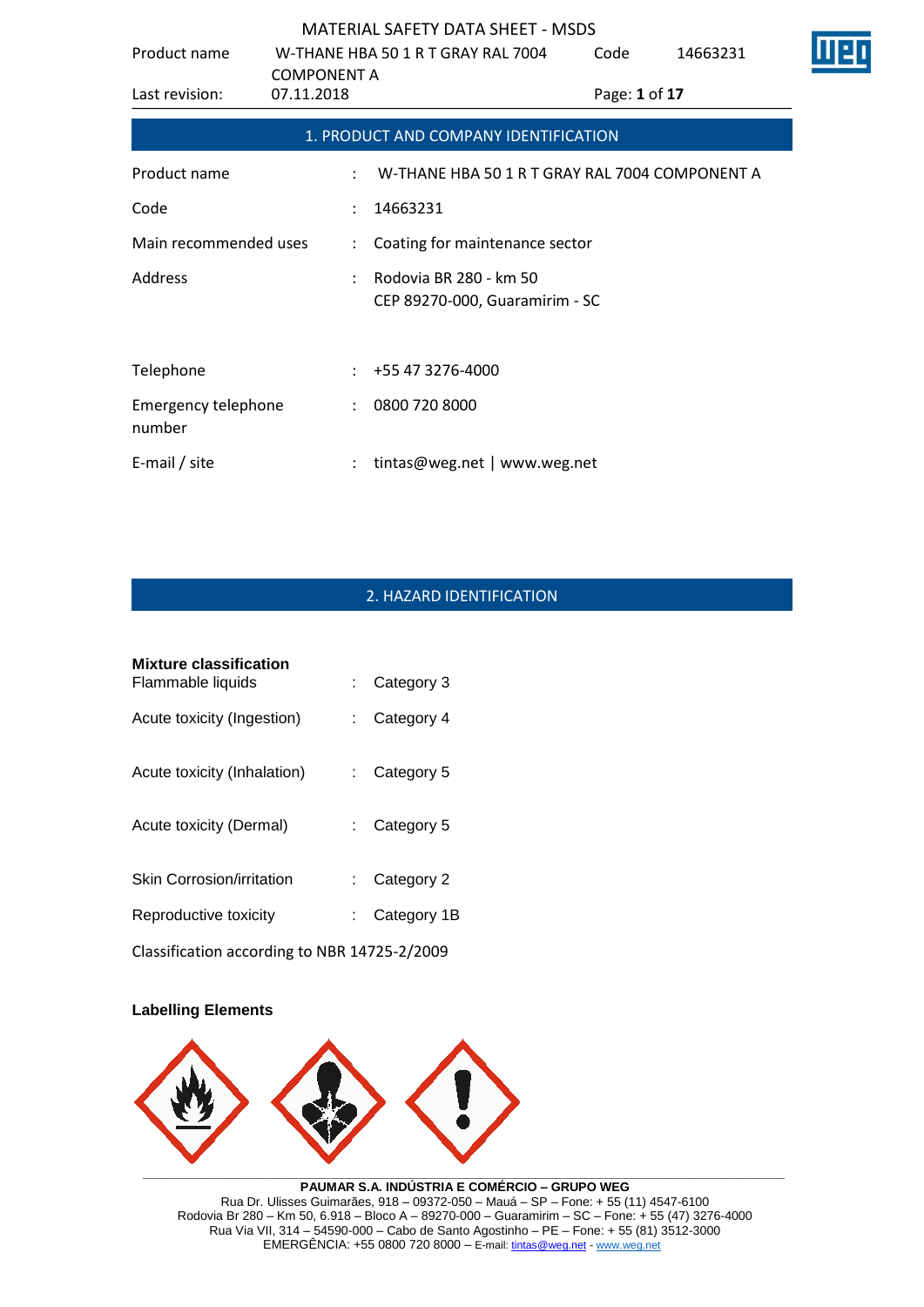## 1. PRODUCT AND COMPANY IDENTIFICATION

| | | |
|---|---|---|
| Product name | : | W-THANE HBA 50 1 R T GRAY RAL 7004 COMPONENT A |
| Code | : | 14663231 |
| Main recommended uses | : | Coating for maintenance sector |
| Address | : | Rodovia BR 280 - km 50<br>CEP 89270-000, Guaramirim - SC |
| Telephone | : | +55 47 3276-4000 |
| Emergency telephone number | : | 0800 720 8000 |
| E-mail / site | : | tintas@weg.net \| www.weg.net |

## 2. HAZARD IDENTIFICATION

**Mixture classification**

| | | |
|---|---|---|
| Flammable liquids | : | Category 3 |
| Acute toxicity (Ingestion) | : | Category 4 |
| Acute toxicity (Inhalation) | : | Category 5 |
| Acute toxicity (Dermal) | : | Category 5 |
| Skin Corrosion/irritation | : | Category 2 |
| Reproductive toxicity | : | Category 1B |

Classification according to NBR 14725-2/2009

**Labelling Elements**

PAUMAR S.A. INDÚSTRIA E COMÉRCIO – GRUPO WEG
Rua Dr. Ulisses Guimarães, 918 – 09372-050 – Mauá – SP – Fone: + 55 (11) 4547-6100
Rodovia Br 280 – Km 50, 6.918 – Bloco A – 89270-000 – Guaramirim – SC – Fone: + 55 (47) 3276-4000
Rua Via VII, 314 – 54590-000 – Cabo de Santo Agostinho – PE – Fone: + 55 (81) 3512-3000
EMERGÊNCIA: +55 0800 720 8000 – E-mail: tintas@weg.net - www.weg.net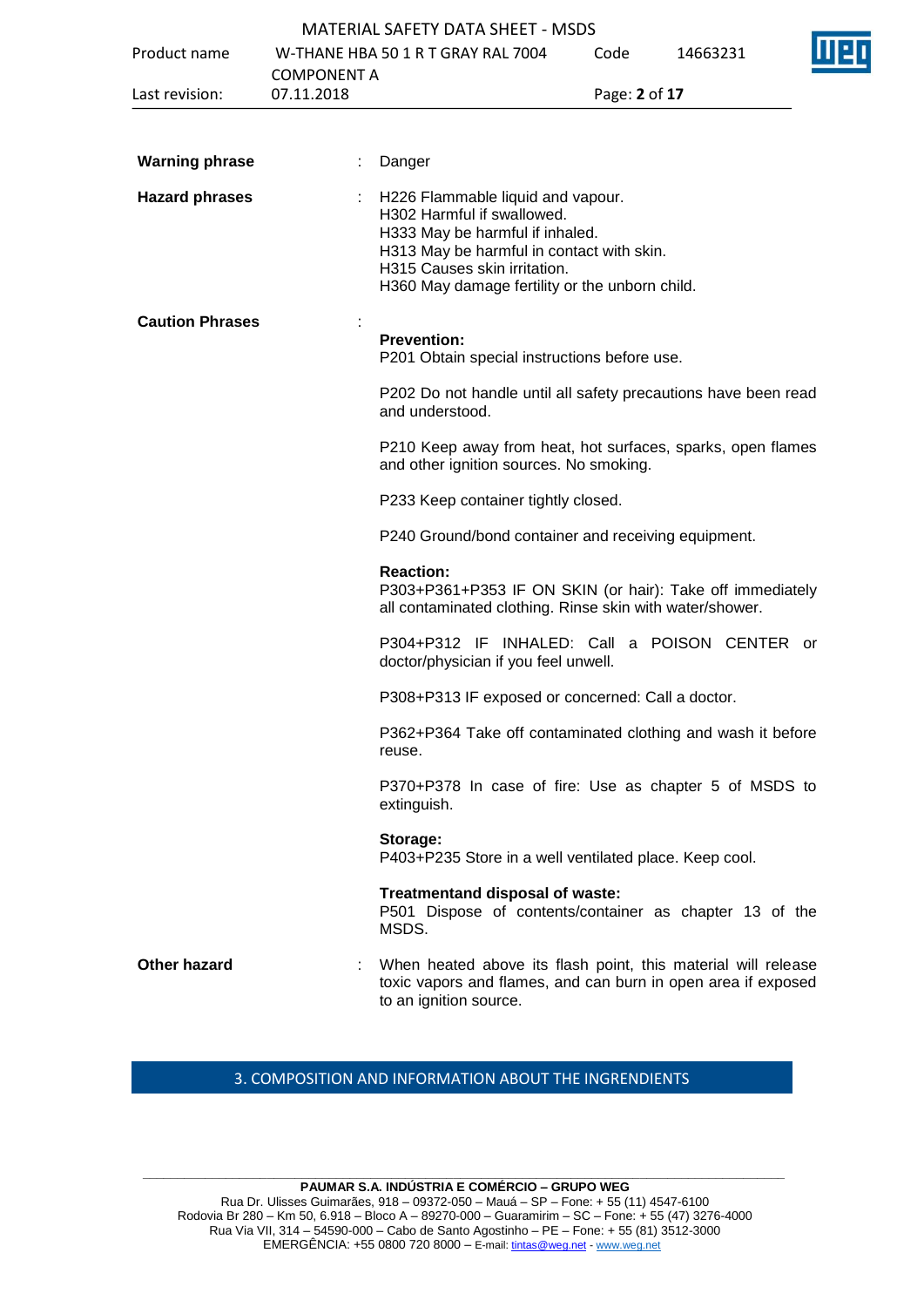**Warning phrase** : Danger

**Hazard phrases** : H226 Flammable liquid and vapour.
H302 Harmful if swallowed.
H333 May be harmful if inhaled.
H313 May be harmful in contact with skin.
H315 Causes skin irritation.
H360 May damage fertility or the unborn child.

**Caution Phrases** :

**Prevention:**
P201 Obtain special instructions before use.

P202 Do not handle until all safety precautions have been read and understood.

P210 Keep away from heat, hot surfaces, sparks, open flames and other ignition sources. No smoking.

P233 Keep container tightly closed.

P240 Ground/bond container and receiving equipment.

**Reaction:**
P303+P361+P353 IF ON SKIN (or hair): Take off immediately all contaminated clothing. Rinse skin with water/shower.

P304+P312 IF INHALED: Call a POISON CENTER or doctor/physician if you feel unwell.

P308+P313 IF exposed or concerned: Call a doctor.

P362+P364 Take off contaminated clothing and wash it before reuse.

P370+P378 In case of fire: Use as chapter 5 of MSDS to extinguish.

**Storage:**
P403+P235 Store in a well ventilated place. Keep cool.

**Treatmentand disposal of waste:**
P501 Dispose of contents/container as chapter 13 of the MSDS.

**Other hazard** : When heated above its flash point, this material will release toxic vapors and flames, and can burn in open area if exposed to an ignition source.

## 3. COMPOSITION AND INFORMATION ABOUT THE INGRENDIENTS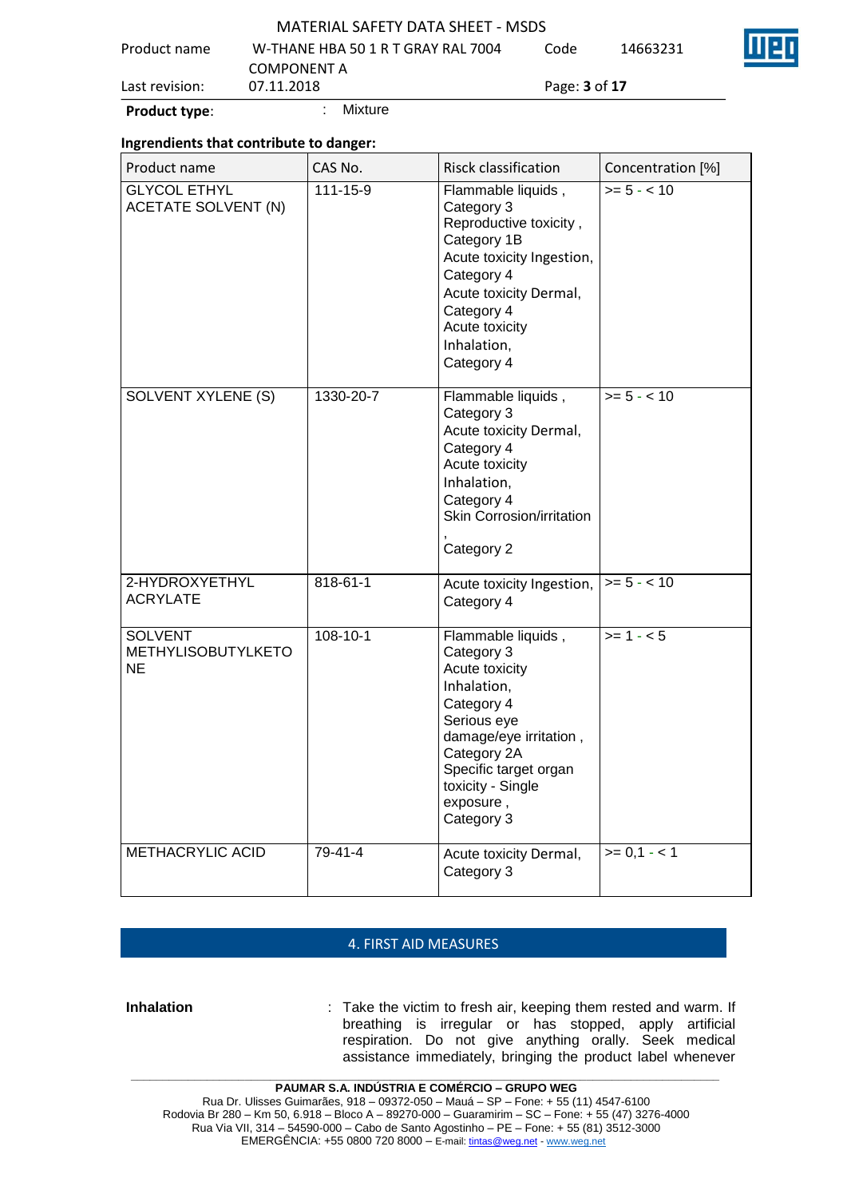**Product type**: : Mixture

**Ingrendients that contribute to danger:**

| Product name | CAS No. | Risck classification | Concentration [%] |
|---|---|---|---|
| GLYCOL ETHYL ACETATE SOLVENT (N) | 111-15-9 | Flammable liquids , Category 3 Reproductive toxicity , Category 1B Acute toxicity Ingestion, Category 4 Acute toxicity Dermal, Category 4 Acute toxicity Inhalation, Category 4 | >= 5 - < 10 |
| SOLVENT XYLENE (S) | 1330-20-7 | Flammable liquids , Category 3 Acute toxicity Dermal, Category 4 Acute toxicity Inhalation, Category 4 Skin Corrosion/irritation , Category 2 | >= 5 - < 10 |
| 2-HYDROXYETHYL ACRYLATE | 818-61-1 | Acute toxicity Ingestion, Category 4 | >= 5 - < 10 |
| SOLVENT METHYLISOBUTYLKETONE | 108-10-1 | Flammable liquids , Category 3 Acute toxicity Inhalation, Category 4 Serious eye damage/eye irritation , Category 2A Specific target organ toxicity - Single exposure , Category 3 | >= 1 - < 5 |
| METHACRYLIC ACID | 79-41-4 | Acute toxicity Dermal, Category 3 | >= 0,1 - < 1 |

## 4. FIRST AID MEASURES

**Inhalation** : Take the victim to fresh air, keeping them rested and warm. If breathing is irregular or has stopped, apply artificial respiration. Do not give anything orally. Seek medical assistance immediately, bringing the product label whenever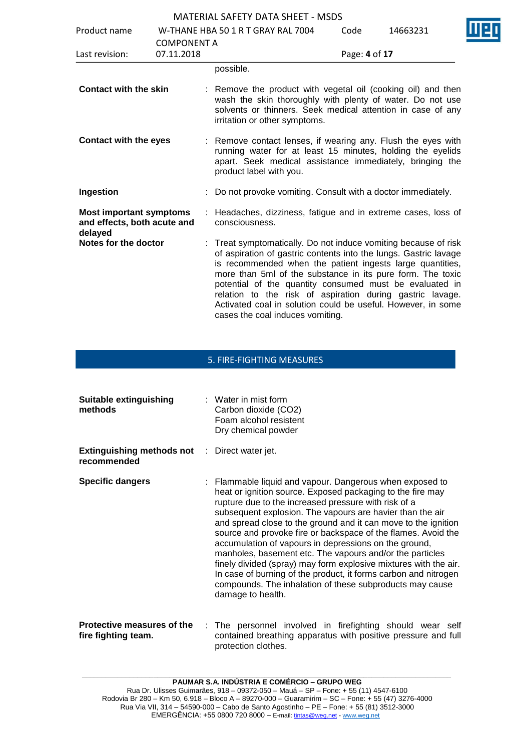possible.

**Contact with the skin** : Remove the product with vegetal oil (cooking oil) and then wash the skin thoroughly with plenty of water. Do not use solvents or thinners. Seek medical attention in case of any irritation or other symptoms.

**Contact with the eyes** : Remove contact lenses, if wearing any. Flush the eyes with running water for at least 15 minutes, holding the eyelids apart. Seek medical assistance immediately, bringing the product label with you.

**Ingestion** : Do not provoke vomiting. Consult with a doctor immediately.

**Most important symptoms and effects, both acute and delayed** : Headaches, dizziness, fatigue and in extreme cases, loss of consciousness.

**Notes for the doctor** : Treat symptomatically. Do not induce vomiting because of risk of aspiration of gastric contents into the lungs. Gastric lavage is recommended when the patient ingests large quantities, more than 5ml of the substance in its pure form. The toxic potential of the quantity consumed must be evaluated in relation to the risk of aspiration during gastric lavage. Activated coal in solution could be useful. However, in some cases the coal induces vomiting.

## 5. FIRE-FIGHTING MEASURES

**Suitable extinguishing methods** : Water in mist form
Carbon dioxide ($CO_2$)
Foam alcohol resistent
Dry chemical powder

**Extinguishing methods not recommended** : Direct water jet.

**Specific dangers** : Flammable liquid and vapour. Dangerous when exposed to heat or ignition source. Exposed packaging to the fire may rupture due to the increased pressure with risk of a subsequent explosion. The vapours are havier than the air and spread close to the ground and it can move to the ignition source and provoke fire or backspace of the flames. Avoid the accumulation of vapours in depressions on the ground, manholes, basement etc. The vapours and/or the particles finely divided (spray) may form explosive mixtures with the air. In case of burning of the product, it forms carbon and nitrogen compounds. The inhalation of these subproducts may cause damage to health.

**Protective measures of the fire fighting team.** : The personnel involved in firefighting should wear self contained breathing apparatus with positive pressure and full protection clothes.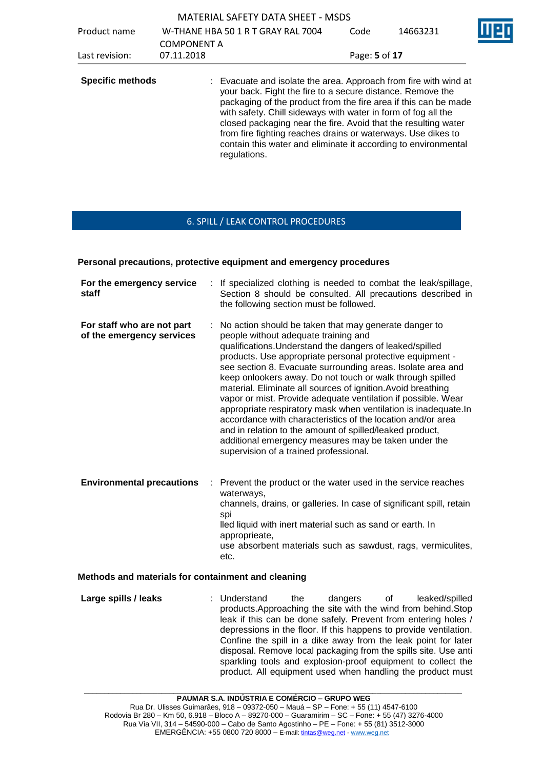**Specific methods** : Evacuate and isolate the area. Approach from fire with wind at your back. Fight the fire to a secure distance. Remove the packaging of the product from the fire area if this can be made with safety. Chill sideways with water in form of fog all the closed packaging near the fire. Avoid that the resulting water from fire fighting reaches drains or waterways. Use dikes to contain this water and eliminate it according to environmental regulations.

## 6. SPILL / LEAK CONTROL PROCEDURES

### Personal precautions, protective equipment and emergency procedures

**For the emergency service staff** : If specialized clothing is needed to combat the leak/spillage, Section 8 should be consulted. All precautions described in the following section must be followed.

**For staff who are not part of the emergency services** : No action should be taken that may generate danger to people without adequate training and qualifications.Understand the dangers of leaked/spilled products. Use appropriate personal protective equipment - see section 8. Evacuate surrounding areas. Isolate area and keep onlookers away. Do not touch or walk through spilled material. Eliminate all sources of ignition.Avoid breathing vapor or mist. Provide adequate ventilation if possible. Wear appropriate respiratory mask when ventilation is inadequate.In accordance with characteristics of the location and/or area and in relation to the amount of spilled/leaked product, additional emergency measures may be taken under the supervision of a trained professional.

**Environmental precautions** : Prevent the product or the water used in the service reaches waterways,
channels, drains, or galleries. In case of significant spill, retain spi
lled liquid with inert material such as sand or earth. In appropprieate,
use absorbent materials such as sawdust, rags, vermiculites, etc.

### Methods and materials for containment and cleaning

**Large spills / leaks** : Understand the dangers of leaked/spilled products.Approaching the site with the wind from behind.Stop leak if this can be done safely. Prevent from entering holes / depressions in the floor. If this happens to provide ventilation. Confine the spill in a dike away from the leak point for later disposal. Remove local packaging from the spills site. Use anti sparkling tools and explosion-proof equipment to collect the product. All equipment used when handling the product must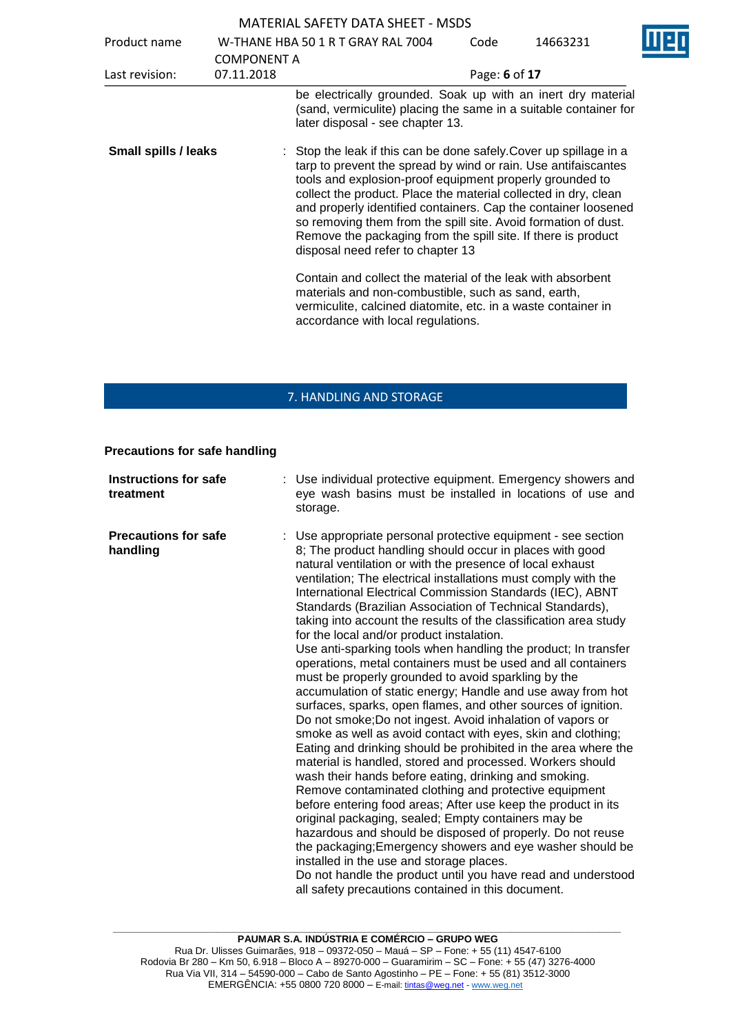be electrically grounded. Soak up with an inert dry material (sand, vermiculite) placing the same in a suitable container for later disposal - see chapter 13.

**Small spills / leaks** : Stop the leak if this can be done safely.Cover up spillage in a tarp to prevent the spread by wind or rain. Use antifaiscantes tools and explosion-proof equipment properly grounded to collect the product. Place the material collected in dry, clean and properly identified containers. Cap the container loosened so removing them from the spill site. Avoid formation of dust. Remove the packaging from the spill site. If there is product disposal need refer to chapter 13

Contain and collect the material of the leak with absorbent materials and non-combustible, such as sand, earth, vermiculite, calcined diatomite, etc. in a waste container in accordance with local regulations.

## 7. HANDLING AND STORAGE

### Precautions for safe handling

**Instructions for safe treatment** : Use individual protective equipment. Emergency showers and eye wash basins must be installed in locations of use and storage.

**Precautions for safe handling** : Use appropriate personal protective equipment - see section 8; The product handling should occur in places with good natural ventilation or with the presence of local exhaust ventilation; The electrical installations must comply with the International Electrical Commission Standards (IEC), ABNT Standards (Brazilian Association of Technical Standards), taking into account the results of the classification area study for the local and/or product instalation.
Use anti-sparking tools when handling the product; In transfer operations, metal containers must be used and all containers must be properly grounded to avoid sparkling by the accumulation of static energy; Handle and use away from hot surfaces, sparks, open flames, and other sources of ignition. Do not smoke;Do not ingest. Avoid inhalation of vapors or smoke as well as avoid contact with eyes, skin and clothing; Eating and drinking should be prohibited in the area where the material is handled, stored and processed. Workers should wash their hands before eating, drinking and smoking. Remove contaminated clothing and protective equipment before entering food areas; After use keep the product in its original packaging, sealed; Empty containers may be hazardous and should be disposed of properly. Do not reuse the packaging;Emergency showers and eye washer should be installed in the use and storage places.
Do not handle the product until you have read and understood all safety precautions contained in this document.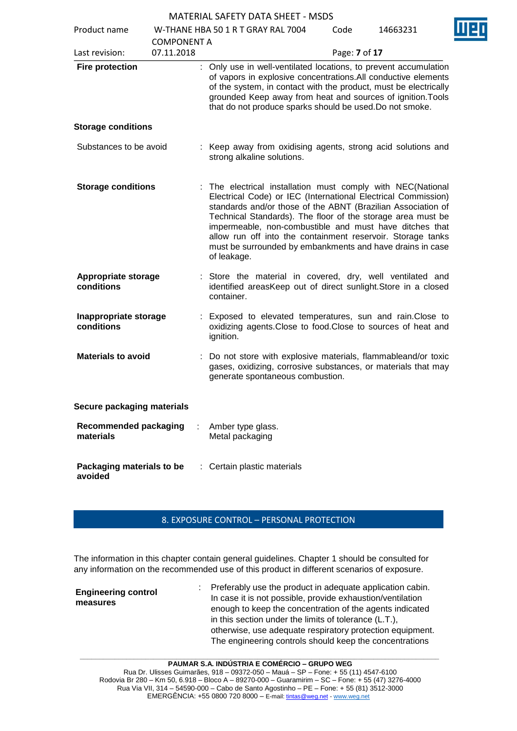**Fire protection** : Only use in well-ventilated locations, to prevent accumulation of vapors in explosive concentrations.All conductive elements of the system, in contact with the product, must be electrically grounded Keep away from heat and sources of ignition.Tools that do not produce sparks should be used.Do not smoke.

**Storage conditions**

Substances to be avoid : Keep away from oxidising agents, strong acid solutions and strong alkaline solutions.

**Storage conditions** : The electrical installation must comply with NEC(National Electrical Code) or IEC (International Electrical Commission) standards and/or those of the ABNT (Brazilian Association of Technical Standards). The floor of the storage area must be impermeable, non-combustible and must have ditches that allow run off into the containment reservoir. Storage tanks must be surrounded by embankments and have drains in case of leakage.

**Appropriate storage conditions** : Store the material in covered, dry, well ventilated and identified areasKeep out of direct sunlight.Store in a closed container.

**Inappropriate storage conditions** : Exposed to elevated temperatures, sun and rain.Close to oxidizing agents.Close to food.Close to sources of heat and ignition.

**Materials to avoid** : Do not store with explosive materials, flammableand/or toxic gases, oxidizing, corrosive substances, or materials that may generate spontaneous combustion.

**Secure packaging materials**

**Recommended packaging materials** : Amber type glass.
Metal packaging

**Packaging materials to be avoided** : Certain plastic materials

## 8. EXPOSURE CONTROL – PERSONAL PROTECTION

The information in this chapter contain general guidelines. Chapter 1 should be consulted for any information on the recommended use of this product in different scenarios of exposure.

**Engineering control measures** : Preferably use the product in adequate application cabin. In case it is not possible, provide exhaustion/ventilation enough to keep the concentration of the agents indicated in this section under the limits of tolerance (L.T.), otherwise, use adequate respiratory protection equipment. The engineering controls should keep the concentrations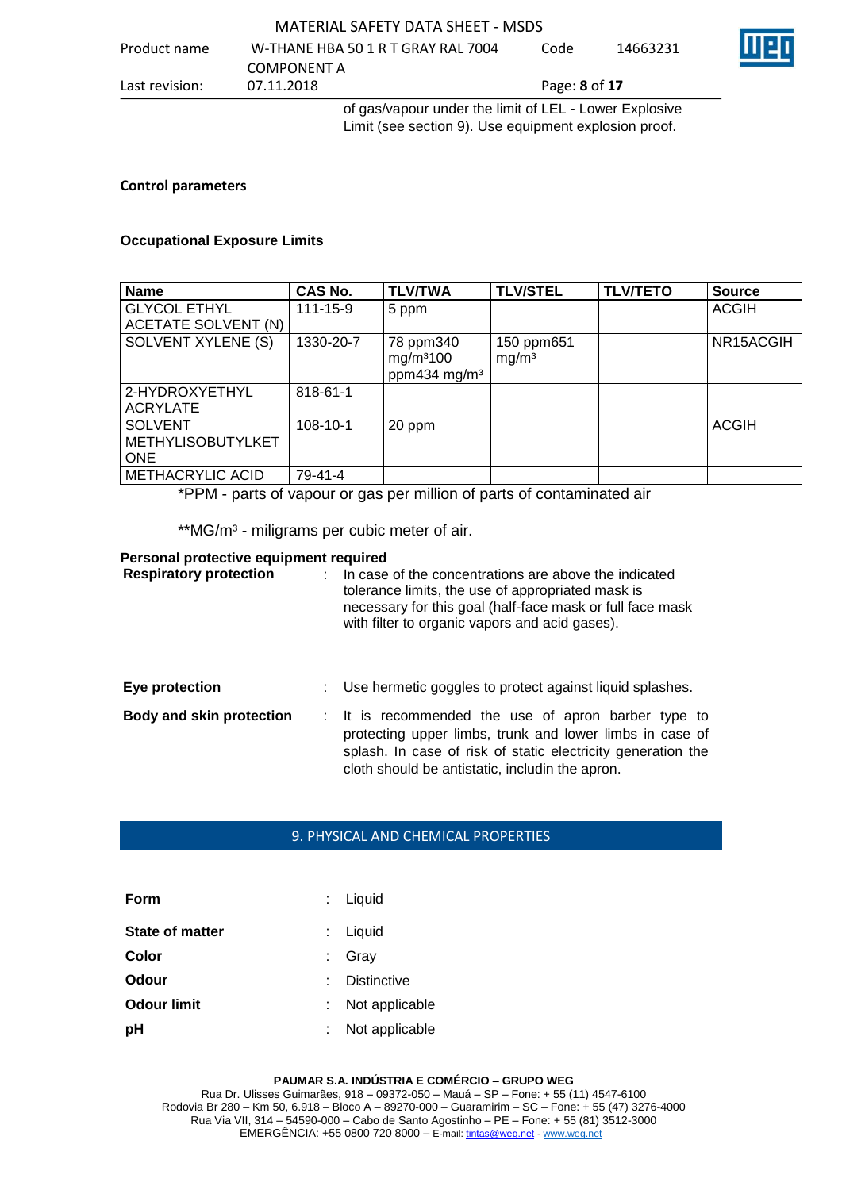of gas/vapour under the limit of LEL - Lower Explosive Limit (see section 9). Use equipment explosion proof.

**Control parameters**

**Occupational Exposure Limits**

| Name | CAS No. | TLV/TWA | TLV/STEL | TLV/TETO | Source |
|---|---|---|---|---|---|
| GLYCOL ETHYL ACETATE SOLVENT (N) | 111-15-9 | 5 ppm | | | ACGIH |
| SOLVENT XYLENE (S) | 1330-20-7 | 78 ppm340 mg/m³100 ppm434 mg/m³ | 150 ppm651 mg/m³ | | NR15ACGIH |
| 2-HYDROXYETHYL ACRYLATE | 818-61-1 | | | | |
| SOLVENT METHYLISOBUTYLKETONE | 108-10-1 | 20 ppm | | | ACGIH |
| METHACRYLIC ACID | 79-41-4 | | | | |

*PPM - parts of vapour or gas per million of parts of contaminated air

**MG/m³ - miligrams per cubic meter of air.

**Personal protective equipment required**

**Respiratory protection** : In case of the concentrations are above the indicated tolerance limits, the use of appropriated mask is necessary for this goal (half-face mask or full face mask with filter to organic vapors and acid gases).

**Eye protection** : Use hermetic goggles to protect against liquid splashes.

**Body and skin protection** : It is recommended the use of apron barber type to protecting upper limbs, trunk and lower limbs in case of splash. In case of risk of static electricity generation the cloth should be antistatic, includin the apron.

## 9. PHYSICAL AND CHEMICAL PROPERTIES

**Form** : Liquid

**State of matter** : Liquid

**Color** : Gray

**Odour** : Distinctive

**Odour limit** : Not applicable

**pH** : Not applicable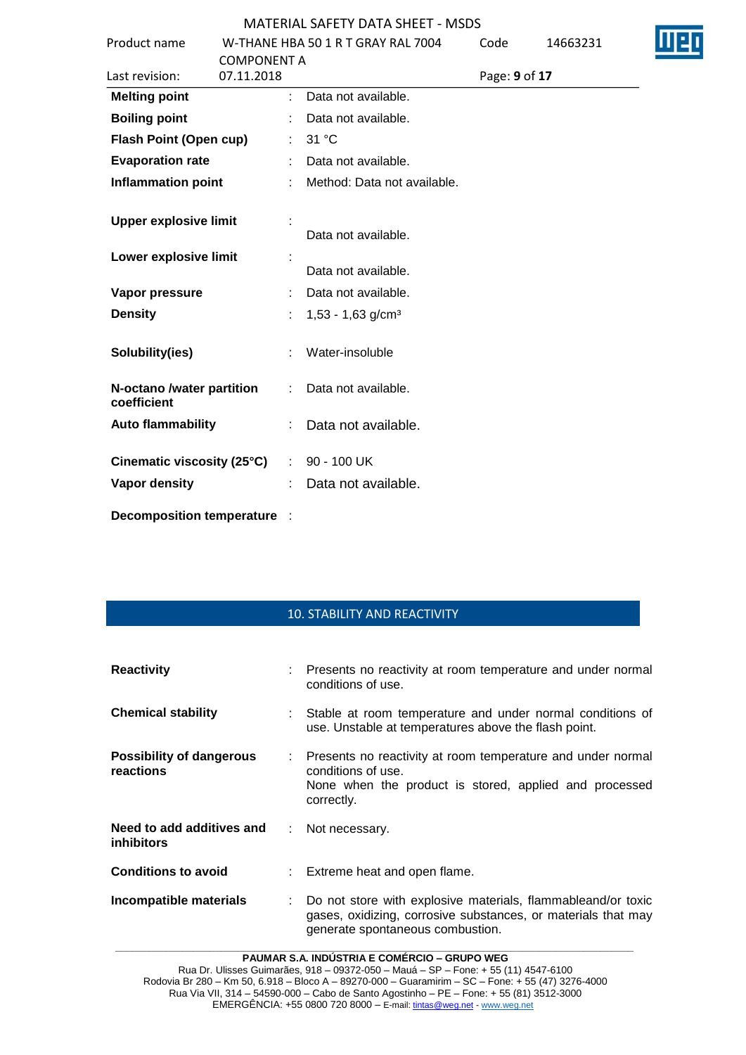| | | |
|---|---|---|
| **Melting point** | : | Data not available. |
| **Boiling point** | : | Data not available. |
| **Flash Point (Open cup)** | : | 31 °C |
| **Evaporation rate** | : | Data not available. |
| **Inflammation point** | : | Method: Data not available. |
| **Upper explosive limit** | : | Data not available. |
| **Lower explosive limit** | : | Data not available. |
| **Vapor pressure** | : | Data not available. |
| **Density** | : | 1,53 - 1,63 g/cm³ |
| **Solubility(ies)** | : | Water-insoluble |
| **N-octano /water partition coefficient** | : | Data not available. |
| **Auto flammability** | : | Data not available. |
| **Cinematic viscosity (25°C)** | : | 90 - 100 UK |
| **Vapor density** | : | Data not available. |
| **Decomposition temperature** | : | |

## 10. STABILITY AND REACTIVITY

| | | |
|---|---|---|
| **Reactivity** | : | Presents no reactivity at room temperature and under normal conditions of use. |
| **Chemical stability** | : | Stable at room temperature and under normal conditions of use. Unstable at temperatures above the flash point. |
| **Possibility of dangerous reactions** | : | Presents no reactivity at room temperature and under normal conditions of use.<br>None when the product is stored, applied and processed correctly. |
| **Need to add additives and inhibitors** | : | Not necessary. |
| **Conditions to avoid** | : | Extreme heat and open flame. |
| **Incompatible materials** | : | Do not store with explosive materials, flammableand/or toxic gases, oxidizing, corrosive substances, or materials that may generate spontaneous combustion. |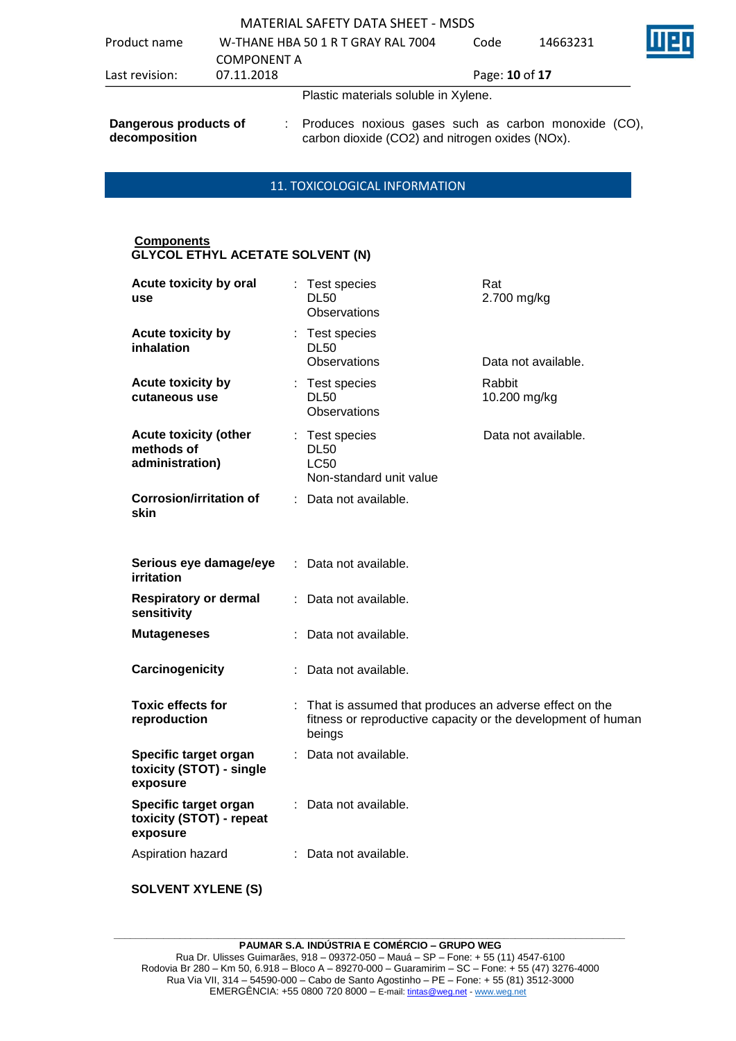Plastic materials soluble in Xylene.

| | | |
|---|---|---|
| **Dangerous products of decomposition** | : | Produces noxious gases such as carbon monoxide (CO), carbon dioxide (CO2) and nitrogen oxides (NOx). |

## 11. TOXICOLOGICAL INFORMATION

**Components**

**GLYCOL ETHYL ACETATE SOLVENT (N)**

| | | | |
|---|---|---|---|
| **Acute toxicity by oral use** | : | Test species<br>DL50<br>Observations | Rat<br>2.700 mg/kg |
| **Acute toxicity by inhalation** | : | Test species<br>DL50<br>Observations | Data not available. |
| **Acute toxicity by cutaneous use** | : | Test species<br>DL50<br>Observations | Rabbit<br>10.200 mg/kg |
| **Acute toxicity (other methods of administration)** | : | Test species<br>DL50<br>LC50<br>Non-standard unit value | Data not available. |
| **Corrosion/irritation of skin** | : | Data not available. | |
| **Serious eye damage/eye irritation** | : | Data not available. | |
| **Respiratory or dermal sensitivity** | : | Data not available. | |
| **Mutageneses** | : | Data not available. | |
| **Carcinogenicity** | : | Data not available. | |
| **Toxic effects for reproduction** | : | That is assumed that produces an adverse effect on the fitness or reproductive capacity or the development of human beings | |
| **Specific target organ toxicity (STOT) - single exposure** | : | Data not available. | |
| **Specific target organ toxicity (STOT) - repeat exposure** | : | Data not available. | |
| Aspiration hazard | : | Data not available. | |

**SOLVENT XYLENE (S)**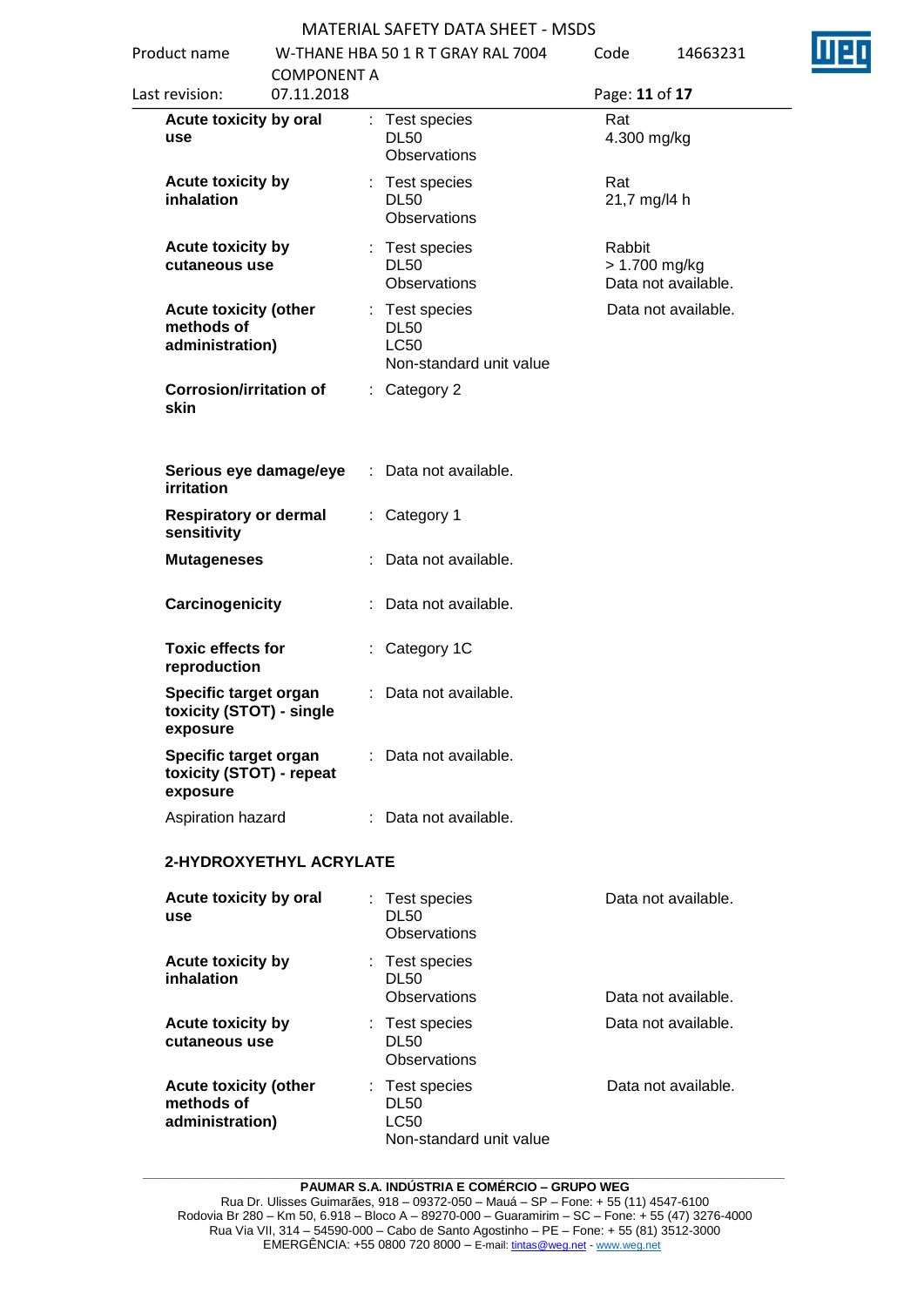| | | | |
|---|---|---|---|
| **Acute toxicity by oral use** | : | Test species<br>DL50<br>Observations | Rat<br>4.300 mg/kg |
| **Acute toxicity by inhalation** | : | Test species<br>DL50<br>Observations | Rat<br>21,7 mg/l4 h |
| **Acute toxicity by cutaneous use** | : | Test species<br>DL50<br>Observations | Rabbit<br>> 1.700 mg/kg<br>Data not available. |
| **Acute toxicity (other methods of administration)** | : | Test species<br>DL50<br>LC50<br>Non-standard unit value | Data not available. |
| **Corrosion/irritation of skin** | : | Category 2 | |
| **Serious eye damage/eye irritation** | : | Data not available. | |
| **Respiratory or dermal sensitivity** | : | Category 1 | |
| **Mutageneses** | : | Data not available. | |
| **Carcinogenicity** | : | Data not available. | |
| **Toxic effects for reproduction** | : | Category 1C | |
| **Specific target organ toxicity (STOT) - single exposure** | : | Data not available. | |
| **Specific target organ toxicity (STOT) - repeat exposure** | : | Data not available. | |
| Aspiration hazard | : | Data not available. | |

**2-HYDROXYETHYL ACRYLATE**

| | | | |
|---|---|---|---|
| **Acute toxicity by oral use** | : | Test species<br>DL50<br>Observations | Data not available. |
| **Acute toxicity by inhalation** | : | Test species<br>DL50<br>Observations | Data not available. |
| **Acute toxicity by cutaneous use** | : | Test species<br>DL50<br>Observations | Data not available. |
| **Acute toxicity (other methods of administration)** | : | Test species<br>DL50<br>LC50<br>Non-standard unit value | Data not available. |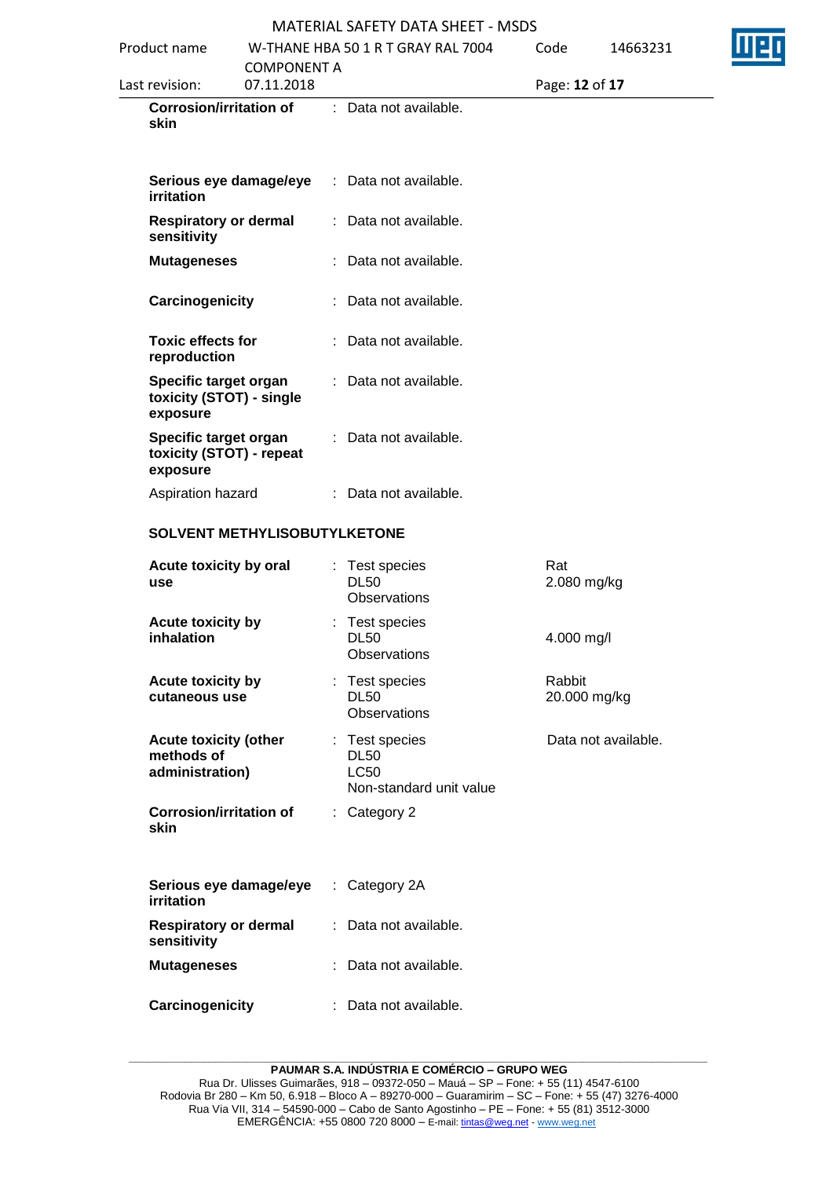| | | | |
|---|---|---|---|
| **Corrosion/irritation of skin** | : | Data not available. | |
| **Serious eye damage/eye irritation** | : | Data not available. | |
| **Respiratory or dermal sensitivity** | : | Data not available. | |
| **Mutageneses** | : | Data not available. | |
| **Carcinogenicity** | : | Data not available. | |
| **Toxic effects for reproduction** | : | Data not available. | |
| **Specific target organ toxicity (STOT) - single exposure** | : | Data not available. | |
| **Specific target organ toxicity (STOT) - repeat exposure** | : | Data not available. | |
| Aspiration hazard | : | Data not available. | |

**SOLVENT METHYLISOBUTYLKETONE**

| | | | |
|---|---|---|---|
| **Acute toxicity by oral use** | : | Test species<br>DL50<br>Observations | Rat<br>2.080 mg/kg |
| **Acute toxicity by inhalation** | : | Test species<br>DL50<br>Observations | <br>4.000 mg/l |
| **Acute toxicity by cutaneous use** | : | Test species<br>DL50<br>Observations | Rabbit<br>20.000 mg/kg |
| **Acute toxicity (other methods of administration)** | : | Test species<br>DL50<br>LC50<br>Non-standard unit value | Data not available. |
| **Corrosion/irritation of skin** | : | Category 2 | |
| **Serious eye damage/eye irritation** | : | Category 2A | |
| **Respiratory or dermal sensitivity** | : | Data not available. | |
| **Mutageneses** | : | Data not available. | |
| **Carcinogenicity** | : | Data not available. | |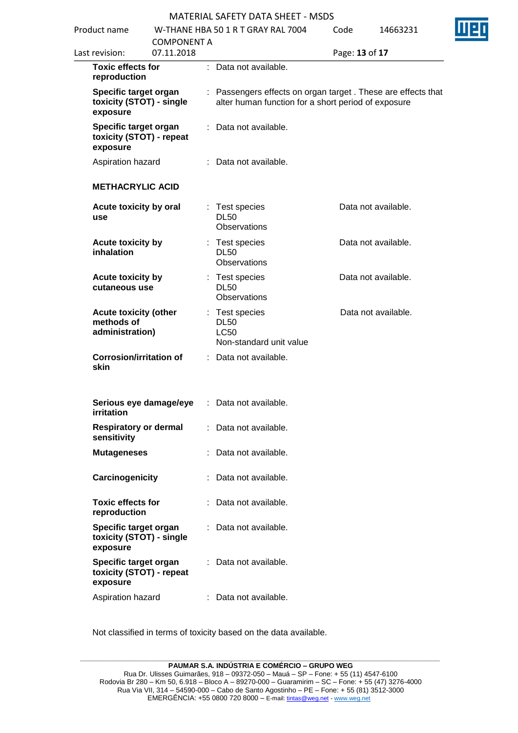| | | | |
|---|---|---|---|
| **Toxic effects for reproduction** | : | Data not available. | |
| **Specific target organ toxicity (STOT) - single exposure** | : | Passengers effects on organ target . These are effects that alter human function for a short period of exposure | |
| **Specific target organ toxicity (STOT) - repeat exposure** | : | Data not available. | |
| Aspiration hazard | : | Data not available. | |

**METHACRYLIC ACID**

| | | | |
|---|---|---|---|
| **Acute toxicity by oral use** | : | Test species<br>DL50<br>Observations | Data not available. |
| **Acute toxicity by inhalation** | : | Test species<br>DL50<br>Observations | Data not available. |
| **Acute toxicity by cutaneous use** | : | Test species<br>DL50<br>Observations | Data not available. |
| **Acute toxicity (other methods of administration)** | : | Test species<br>DL50<br>LC50<br>Non-standard unit value | Data not available. |
| **Corrosion/irritation of skin** | : | Data not available. | |
| **Serious eye damage/eye irritation** | : | Data not available. | |
| **Respiratory or dermal sensitivity** | : | Data not available. | |
| **Mutageneses** | : | Data not available. | |
| **Carcinogenicity** | : | Data not available. | |
| **Toxic effects for reproduction** | : | Data not available. | |
| **Specific target organ toxicity (STOT) - single exposure** | : | Data not available. | |
| **Specific target organ toxicity (STOT) - repeat exposure** | : | Data not available. | |
| Aspiration hazard | : | Data not available. | |

Not classified in terms of toxicity based on the data available.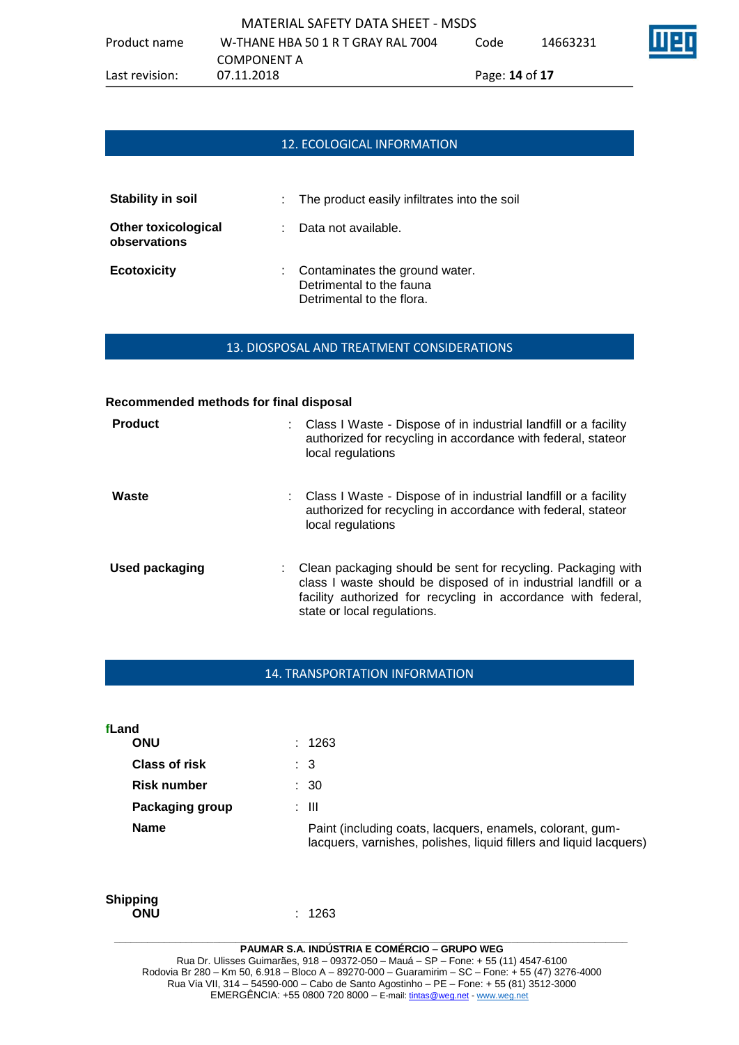## 12. ECOLOGICAL INFORMATION

**Stability in soil** : The product easily infiltrates into the soil

**Other toxicological observations** : Data not available.

**Ecotoxicity** : Contaminates the ground water.
Detrimental to the fauna
Detrimental to the flora.

## 13. DIOSPOSAL AND TREATMENT CONSIDERATIONS

**Recommended methods for final disposal**

**Product** : Class I Waste - Dispose of in industrial landfill or a facility authorized for recycling in accordance with federal, stateor local regulations

**Waste** : Class I Waste - Dispose of in industrial landfill or a facility authorized for recycling in accordance with federal, stateor local regulations

**Used packaging** : Clean packaging should be sent for recycling. Packaging with class I waste should be disposed of in industrial landfill or a facility authorized for recycling in accordance with federal, state or local regulations.

## 14. TRANSPORTATION INFORMATION

**fLand**

**ONU** : 1263

**Class of risk** : 3

**Risk number** : 30

**Packaging group** : III

**Name** Paint (including coats, lacquers, enamels, colorant, gum-lacquers, varnishes, polishes, liquid fillers and liquid lacquers)

**Shipping**

**ONU** : 1263

**PAUMAR S.A. INDÚSTRIA E COMÉRCIO – GRUPO WEG**
Rua Dr. Ulisses Guimarães, 918 – 09372-050 – Mauá – SP – Fone: + 55 (11) 4547-6100
Rodovia Br 280 – Km 50, 6.918 – Bloco A – 89270-000 – Guaramirim – SC – Fone: + 55 (47) 3276-4000
Rua Via VII, 314 – 54590-000 – Cabo de Santo Agostinho – PE – Fone: + 55 (81) 3512-3000
EMERGÊNCIA: +55 0800 720 8000 – E-mail: tintas@weg.net - www.weg.net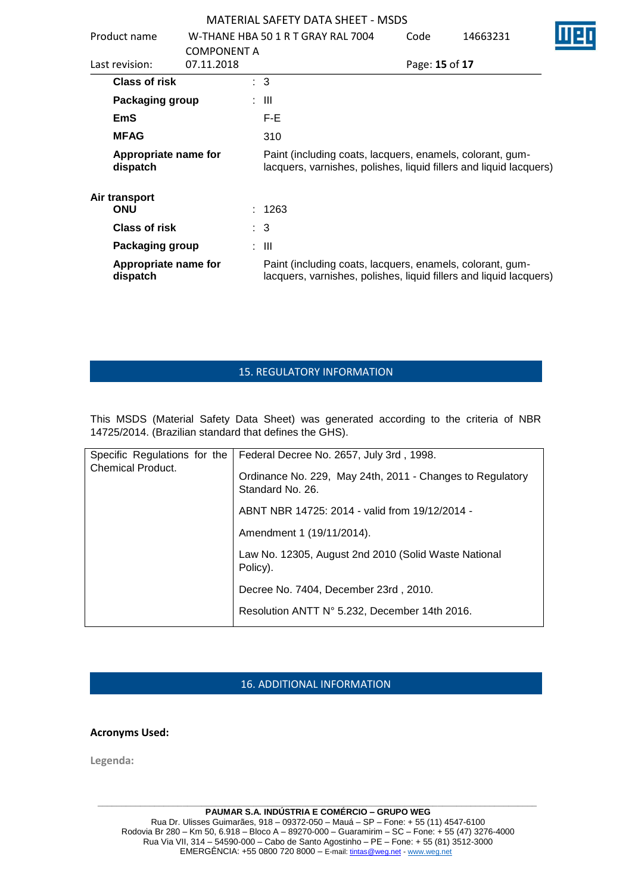| | | |
|---|---|---|
| **Class of risk** | : | 3 |
| **Packaging group** | : | III |
| **EmS** | | F-E |
| **MFAG** | | 310 |
| **Appropriate name for dispatch** | | Paint (including coats, lacquers, enamels, colorant, gum-lacquers, varnishes, polishes, liquid fillers and liquid lacquers) |

**Air transport**

| | | |
|---|---|---|
| **ONU** | : | 1263 |
| **Class of risk** | : | 3 |
| **Packaging group** | : | III |
| **Appropriate name for dispatch** | | Paint (including coats, lacquers, enamels, colorant, gum-lacquers, varnishes, polishes, liquid fillers and liquid lacquers) |

## 15. REGULATORY INFORMATION

This MSDS (Material Safety Data Sheet) was generated according to the criteria of NBR 14725/2014. (Brazilian standard that defines the GHS).

| | |
|---|---|
| Specific Regulations for the Chemical Product. | Federal Decree No. 2657, July 3rd , 1998. |
| | Ordinance No. 229, May 24th, 2011 - Changes to Regulatory Standard No. 26. |
| | ABNT NBR 14725: 2014 - valid from 19/12/2014 - |
| | Amendment 1 (19/11/2014). |
| | Law No. 12305, August 2nd 2010 (Solid Waste National Policy). |
| | Decree No. 7404, December 23rd , 2010. |
| | Resolution ANTT N° 5.232, December 14th 2016. |

## 16. ADDITIONAL INFORMATION

**Acronyms Used:**

**Legenda:**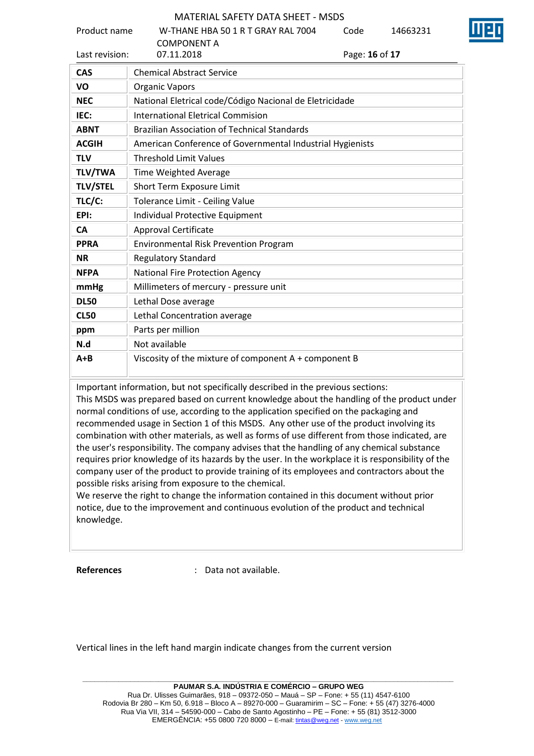| | |
|---|---|
| **CAS** | Chemical Abstract Service |
| **VO** | Organic Vapors |
| **NEC** | National Eletrical code/Código Nacional de Eletricidade |
| **IEC:** | International Eletrical Commision |
| **ABNT** | Brazilian Association of Technical Standards |
| **ACGIH** | American Conference of Governmental Industrial Hygienists |
| **TLV** | Threshold Limit Values |
| **TLV/TWA** | Time Weighted Average |
| **TLV/STEL** | Short Term Exposure Limit |
| **TLC/C:** | Tolerance Limit - Ceiling Value |
| **EPI:** | Individual Protective Equipment |
| **CA** | Approval Certificate |
| **PPRA** | Environmental Risk Prevention Program |
| **NR** | Regulatory Standard |
| **NFPA** | National Fire Protection Agency |
| **mmHg** | Millimeters of mercury - pressure unit |
| **DL50** | Lethal Dose average |
| **CL50** | Lethal Concentration average |
| **ppm** | Parts per million |
| **N.d** | Not available |
| **A+B** | Viscosity of the mixture of component A + component B |

Important information, but not specifically described in the previous sections:
This MSDS was prepared based on current knowledge about the handling of the product under normal conditions of use, according to the application specified on the packaging and recommended usage in Section 1 of this MSDS. Any other use of the product involving its combination with other materials, as well as forms of use different from those indicated, are the user's responsibility. The company advises that the handling of any chemical substance requires prior knowledge of its hazards by the user. In the workplace it is responsibility of the company user of the product to provide training of its employees and contractors about the possible risks arising from exposure to the chemical.
We reserve the right to change the information contained in this document without prior notice, due to the improvement and continuous evolution of the product and technical knowledge.

**References** : Data not available.

Vertical lines in the left hand margin indicate changes from the current version